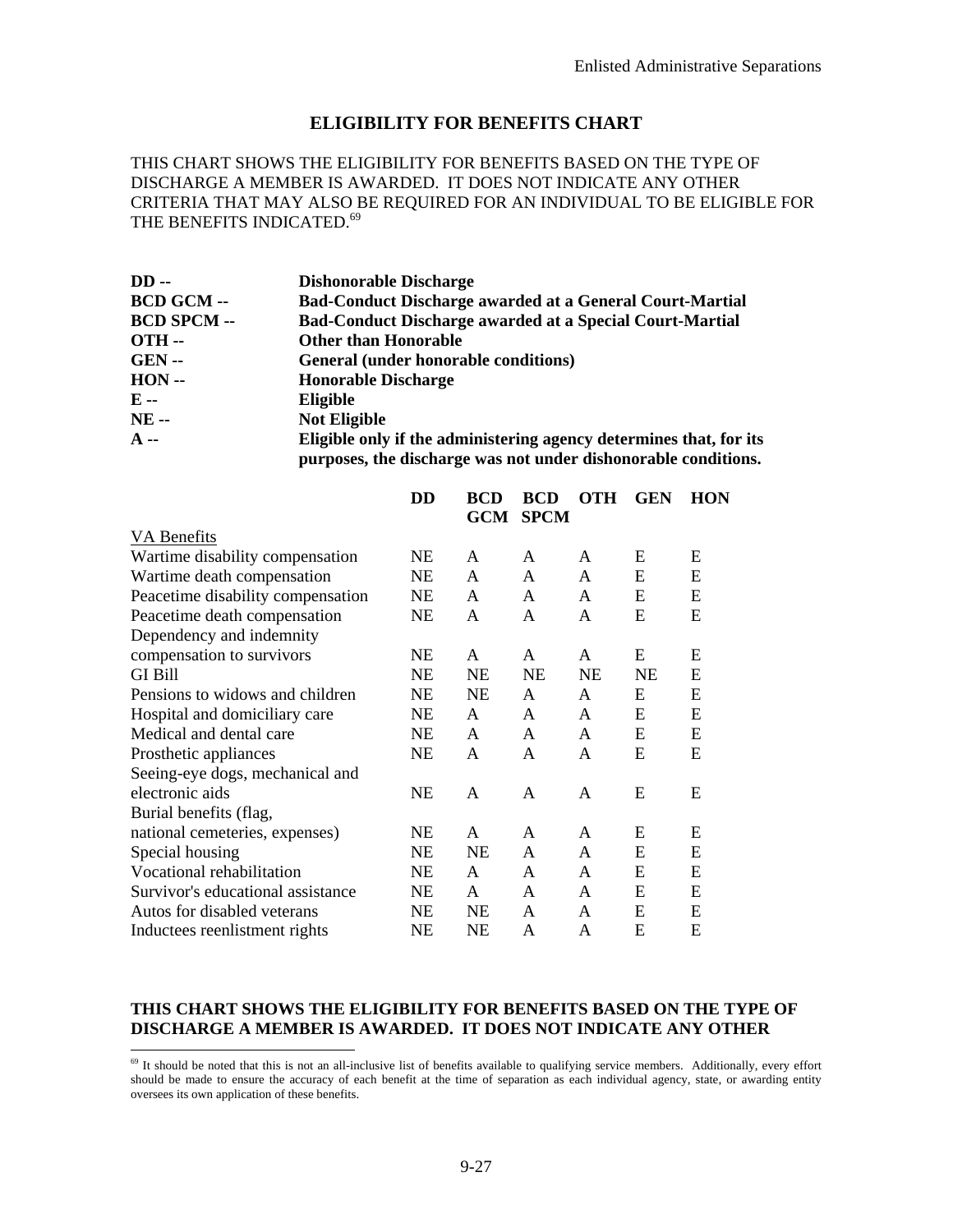## ELIGIBILITY FOR BENEFITS CHART

THIS CHART SHOWS THE ELIGIBILITY FOR BENEFITS BASED ON THE TYPE OF DISCHARGE A MEMBER IS AWARDED. IT DOES NOT INDICATE ANY OTHER CRITERIA THAT MAY ALSO BE REQUIRED FOR AN INDIVIDUAL TO BE ELIGIBLE FOR THE BENEFITS INDICATED.[69]

**DD --** **Dishonorable Discharge**
**BCD GCM --** **Bad-Conduct Discharge awarded at a General Court-Martial**
**BCD SPCM --** **Bad-Conduct Discharge awarded at a Special Court-Martial**
**OTH --** **Other than Honorable**
**GEN --** **General (under honorable conditions)**
**HON --** **Honorable Discharge**
**E --** **Eligible**
**NE --** **Not Eligible**
**A --** **Eligible only if the administering agency determines that, for its purposes, the discharge was not under dishonorable conditions.**

| | **DD** | **BCD GCM** | **BCD SPCM** | **OTH** | **GEN** | **HON** |
|---|---|---|---|---|---|---|
| <u>VA Benefits</u> | | | | | | |
| Wartime disability compensation | NE | A | A | A | E | E |
| Wartime death compensation | NE | A | A | A | E | E |
| Peacetime disability compensation | NE | A | A | A | E | E |
| Peacetime death compensation | NE | A | A | A | E | E |
| Dependency and indemnity compensation to survivors | NE | A | A | A | E | E |
| GI Bill | NE | NE | NE | NE | NE | E |
| Pensions to widows and children | NE | NE | A | A | E | E |
| Hospital and domiciliary care | NE | A | A | A | E | E |
| Medical and dental care | NE | A | A | A | E | E |
| Prosthetic appliances | NE | A | A | A | E | E |
| Seeing-eye dogs, mechanical and electronic aids | NE | A | A | A | E | E |
| Burial benefits (flag, national cemeteries, expenses) | NE | A | A | A | E | E |
| Special housing | NE | NE | A | A | E | E |
| Vocational rehabilitation | NE | A | A | A | E | E |
| Survivor's educational assistance | NE | A | A | A | E | E |
| Autos for disabled veterans | NE | NE | A | A | E | E |
| Inductees reenlistment rights | NE | NE | A | A | E | E |

**THIS CHART SHOWS THE ELIGIBILITY FOR BENEFITS BASED ON THE TYPE OF DISCHARGE A MEMBER IS AWARDED. IT DOES NOT INDICATE ANY OTHER**

[69] It should be noted that this is not an all-inclusive list of benefits available to qualifying service members. Additionally, every effort should be made to ensure the accuracy of each benefit at the time of separation as each individual agency, state, or awarding entity oversees its own application of these benefits.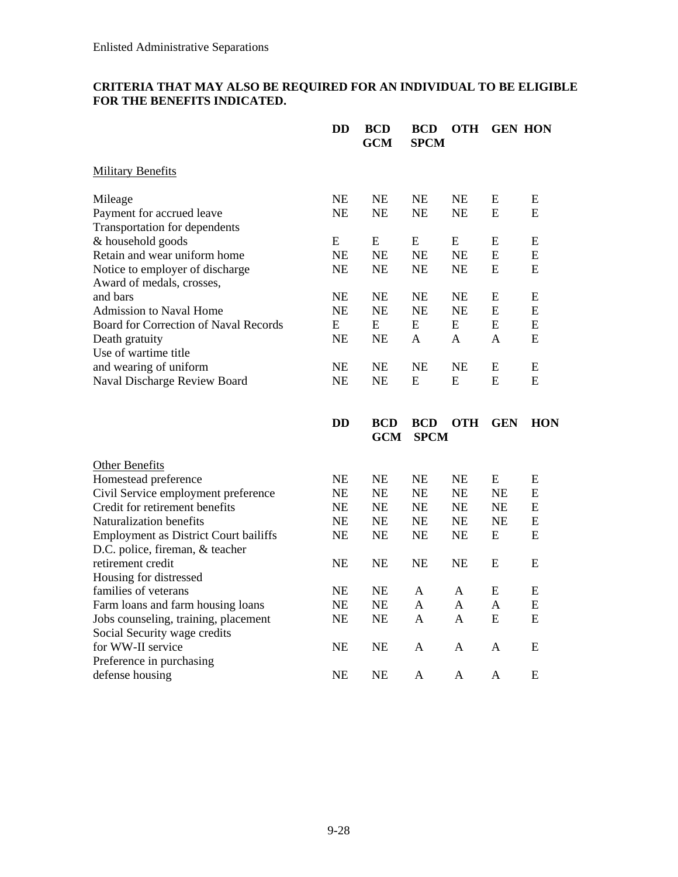**CRITERIA THAT MAY ALSO BE REQUIRED FOR AN INDIVIDUAL TO BE ELIGIBLE FOR THE BENEFITS INDICATED.**

| | DD | BCD GCM | BCD SPCM | OTH | GEN | HON |
|---|---|---|---|---|---|---|
| Military Benefits | | | | | | |
| Mileage | NE | NE | NE | NE | E | E |
| Payment for accrued leave | NE | NE | NE | NE | E | E |
| Transportation for dependents & household goods | E | E | E | E | E | E |
| Retain and wear uniform home | NE | NE | NE | NE | E | E |
| Notice to employer of discharge | NE | NE | NE | NE | E | E |
| Award of medals, crosses, and bars | NE | NE | NE | NE | E | E |
| Admission to Naval Home | NE | NE | NE | NE | E | E |
| Board for Correction of Naval Records | E | E | E | E | E | E |
| Death gratuity | NE | NE | A | A | A | E |
| Use of wartime title and wearing of uniform | NE | NE | NE | NE | E | E |
| Naval Discharge Review Board | NE | NE | E | E | E | E |

| | DD | BCD GCM | BCD SPCM | OTH | GEN | HON |
|---|---|---|---|---|---|---|
| Other Benefits | | | | | | |
| Homestead preference | NE | NE | NE | NE | E | E |
| Civil Service employment preference | NE | NE | NE | NE | NE | E |
| Credit for retirement benefits | NE | NE | NE | NE | NE | E |
| Naturalization benefits | NE | NE | NE | NE | NE | E |
| Employment as District Court bailiffs | NE | NE | NE | NE | E | E |
| D.C. police, fireman, & teacher retirement credit | NE | NE | NE | NE | E | E |
| Housing for distressed families of veterans | NE | NE | A | A | E | E |
| Farm loans and farm housing loans | NE | NE | A | A | A | E |
| Jobs counseling, training, placement | NE | NE | A | A | E | E |
| Social Security wage credits for WW-II service | NE | NE | A | A | A | E |
| Preference in purchasing defense housing | NE | NE | A | A | A | E |